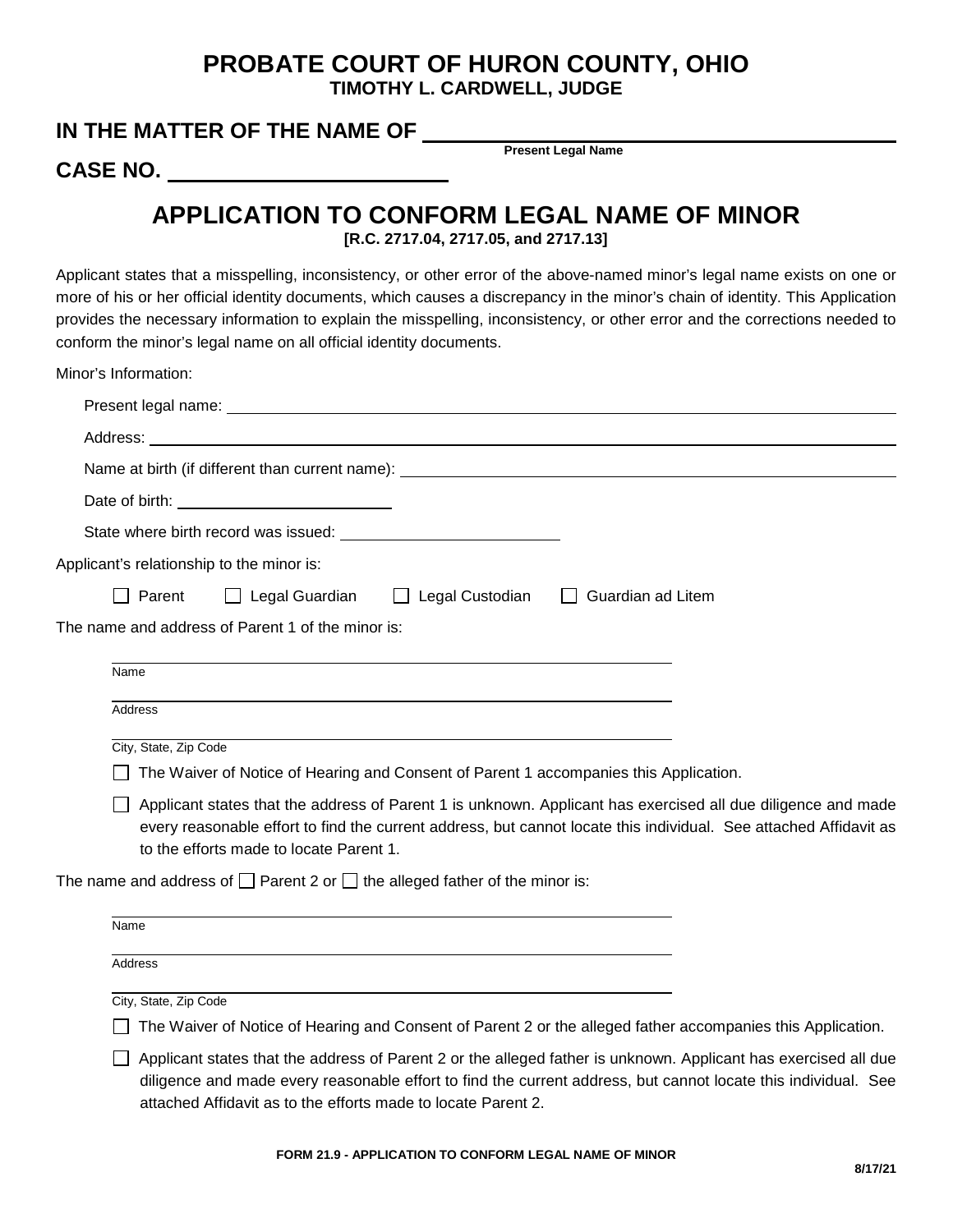# PROBATE COURT OF HURON COUNTY, OHIO

**TIMOTHY L. CARDWELL, JUDGE**

**IN THE MATTER OF THE NAME OF** ______________________________

Present Legal Name

**CASE NO.** ____________________

## APPLICATION TO CONFORM LEGAL NAME OF MINOR

**[R.C. 2717.04, 2717.05, and 2717.13]**

Applicant states that a misspelling, inconsistency, or other error of the above-named minor's legal name exists on one or more of his or her official identity documents, which causes a discrepancy in the minor's chain of identity. This Application provides the necessary information to explain the misspelling, inconsistency, or other error and the corrections needed to conform the minor's legal name on all official identity documents.

Minor's Information:

Present legal name: ______________________________

Address: ______________________________

Name at birth (if different than current name): ______________________________

Date of birth: ____________________

State where birth record was issued: ____________________

Applicant's relationship to the minor is:

☐ Parent ☐ Legal Guardian ☐ Legal Custodian ☐ Guardian ad Litem

The name and address of Parent 1 of the minor is:

______________________________
Name

______________________________
Address

______________________________
City, State, Zip Code

☐ The Waiver of Notice of Hearing and Consent of Parent 1 accompanies this Application.

☐ Applicant states that the address of Parent 1 is unknown. Applicant has exercised all due diligence and made every reasonable effort to find the current address, but cannot locate this individual. See attached Affidavit as to the efforts made to locate Parent 1.

The name and address of ☐ Parent 2 or ☐ the alleged father of the minor is:

______________________________
Name

______________________________
Address

______________________________
City, State, Zip Code

☐ The Waiver of Notice of Hearing and Consent of Parent 2 or the alleged father accompanies this Application.

☐ Applicant states that the address of Parent 2 or the alleged father is unknown. Applicant has exercised all due diligence and made every reasonable effort to find the current address, but cannot locate this individual. See attached Affidavit as to the efforts made to locate Parent 2.

**FORM 21.9 - APPLICATION TO CONFORM LEGAL NAME OF MINOR**

**8/17/21**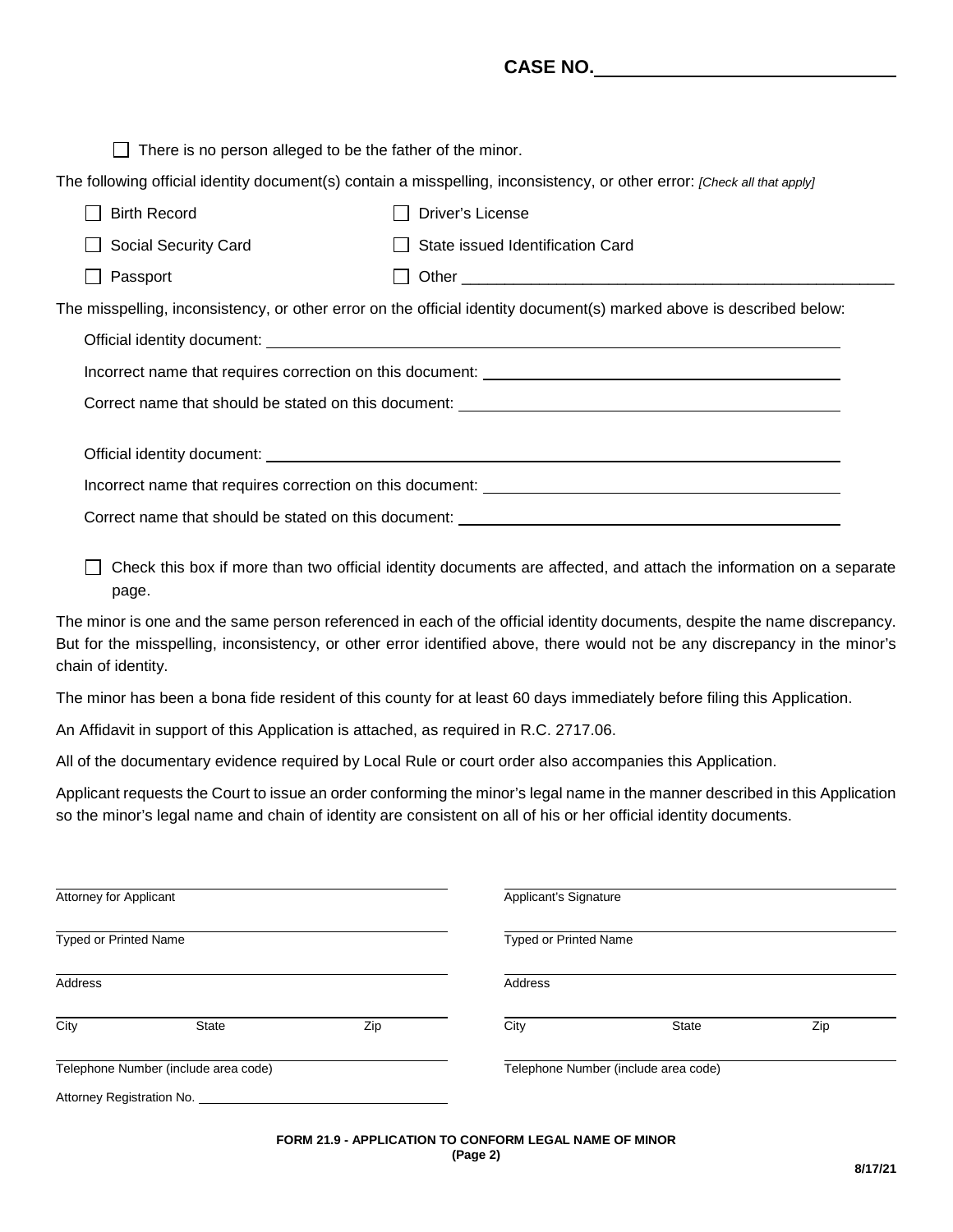CASE NO.\_\_\_\_\_\_\_\_\_\_\_\_\_\_\_\_\_\_\_\_\_\_\_\_\_\_

☐ There is no person alleged to be the father of the minor.

The following official identity document(s) contain a misspelling, inconsistency, or other error: *[Check all that apply]*

| | |
|---|---|
| ☐ Birth Record | ☐ Driver's License |
| ☐ Social Security Card | ☐ State issued Identification Card |
| ☐ Passport | ☐ Other \_\_\_\_\_\_\_\_\_\_\_\_\_\_\_\_\_\_\_\_\_\_\_\_\_\_\_\_\_\_\_\_\_\_\_\_\_\_\_\_ |

The misspelling, inconsistency, or other error on the official identity document(s) marked above is described below:

Official identity document: \_\_\_\_\_\_\_\_\_\_\_\_\_\_\_\_\_\_\_\_\_\_\_\_\_\_\_\_\_\_\_\_\_\_\_\_\_\_\_\_

Incorrect name that requires correction on this document: \_\_\_\_\_\_\_\_\_\_\_\_\_\_\_\_\_\_\_\_\_\_\_\_\_\_\_\_\_\_

Correct name that should be stated on this document: \_\_\_\_\_\_\_\_\_\_\_\_\_\_\_\_\_\_\_\_\_\_\_\_\_\_\_\_\_\_

Official identity document: \_\_\_\_\_\_\_\_\_\_\_\_\_\_\_\_\_\_\_\_\_\_\_\_\_\_\_\_\_\_\_\_\_\_\_\_\_\_\_\_

Incorrect name that requires correction on this document: \_\_\_\_\_\_\_\_\_\_\_\_\_\_\_\_\_\_\_\_\_\_\_\_\_\_\_\_\_\_

Correct name that should be stated on this document: \_\_\_\_\_\_\_\_\_\_\_\_\_\_\_\_\_\_\_\_\_\_\_\_\_\_\_\_\_\_

☐ Check this box if more than two official identity documents are affected, and attach the information on a separate page.

The minor is one and the same person referenced in each of the official identity documents, despite the name discrepancy. But for the misspelling, inconsistency, or other error identified above, there would not be any discrepancy in the minor's chain of identity.

The minor has been a bona fide resident of this county for at least 60 days immediately before filing this Application.

An Affidavit in support of this Application is attached, as required in R.C. 2717.06.

All of the documentary evidence required by Local Rule or court order also accompanies this Application.

Applicant requests the Court to issue an order conforming the minor's legal name in the manner described in this Application so the minor's legal name and chain of identity are consistent on all of his or her official identity documents.

\_\_\_\_\_\_\_\_\_\_\_\_\_\_\_\_\_\_\_\_\_\_\_\_\_\_\_\_\_\_\_\_\_\_\_\_\_\_\_\_
Attorney for Applicant

\_\_\_\_\_\_\_\_\_\_\_\_\_\_\_\_\_\_\_\_\_\_\_\_\_\_\_\_\_\_\_\_\_\_\_\_\_\_\_\_
Typed or Printed Name

\_\_\_\_\_\_\_\_\_\_\_\_\_\_\_\_\_\_\_\_\_\_\_\_\_\_\_\_\_\_\_\_\_\_\_\_\_\_\_\_
Address

\_\_\_\_\_\_\_\_\_\_\_\_\_\_\_\_\_\_\_\_\_\_\_\_\_\_\_\_\_\_\_\_\_\_\_\_\_\_\_\_
City State Zip

\_\_\_\_\_\_\_\_\_\_\_\_\_\_\_\_\_\_\_\_\_\_\_\_\_\_\_\_\_\_\_\_\_\_\_\_\_\_\_\_
Telephone Number (include area code)

Attorney Registration No. \_\_\_\_\_\_\_\_\_\_\_\_\_\_\_\_\_\_\_\_

\_\_\_\_\_\_\_\_\_\_\_\_\_\_\_\_\_\_\_\_\_\_\_\_\_\_\_\_\_\_\_\_\_\_\_\_\_\_\_\_
Applicant's Signature

\_\_\_\_\_\_\_\_\_\_\_\_\_\_\_\_\_\_\_\_\_\_\_\_\_\_\_\_\_\_\_\_\_\_\_\_\_\_\_\_
Typed or Printed Name

\_\_\_\_\_\_\_\_\_\_\_\_\_\_\_\_\_\_\_\_\_\_\_\_\_\_\_\_\_\_\_\_\_\_\_\_\_\_\_\_
Address

\_\_\_\_\_\_\_\_\_\_\_\_\_\_\_\_\_\_\_\_\_\_\_\_\_\_\_\_\_\_\_\_\_\_\_\_\_\_\_\_
City State Zip

\_\_\_\_\_\_\_\_\_\_\_\_\_\_\_\_\_\_\_\_\_\_\_\_\_\_\_\_\_\_\_\_\_\_\_\_\_\_\_\_
Telephone Number (include area code)

**FORM 21.9 - APPLICATION TO CONFORM LEGAL NAME OF MINOR**
**(Page 2)**

**8/17/21**